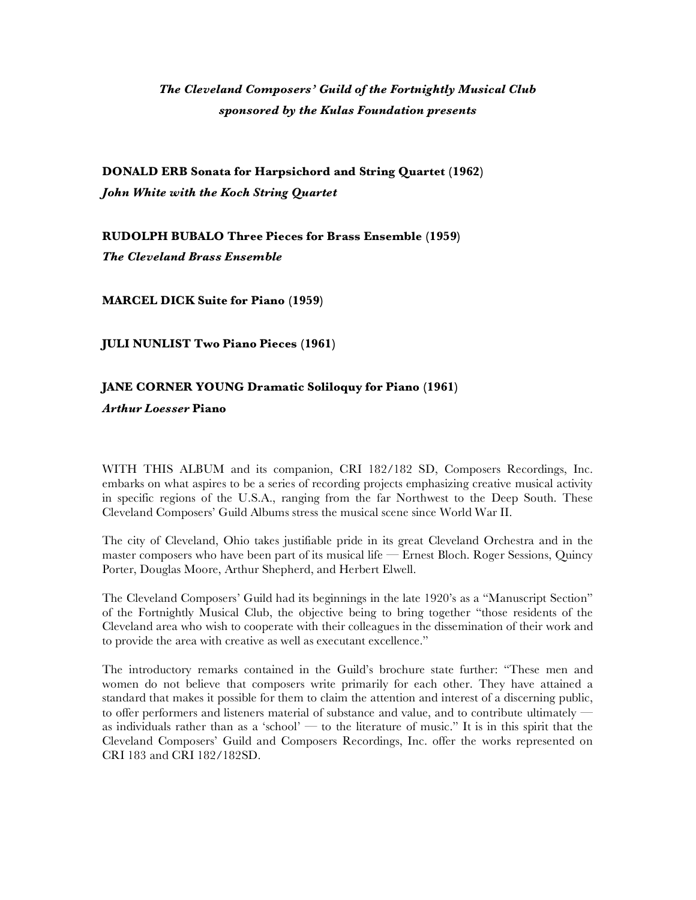*The Cleveland Composers' Guild of the Fortnightly Musical Club*
*sponsored by the Kulas Foundation presents*

**DONALD ERB Sonata for Harpsichord and String Quartet (1962)**
***John White with the Koch String Quartet***

**RUDOLPH BUBALO Three Pieces for Brass Ensemble (1959)**
***The Cleveland Brass Ensemble***

**MARCEL DICK Suite for Piano (1959)**

**JULI NUNLIST Two Piano Pieces (1961)**

**JANE CORNER YOUNG Dramatic Soliloquy for Piano (1961)**
***Arthur Loesser* Piano**

WITH THIS ALBUM and its companion, CRI 182/182 SD, Composers Recordings, Inc. embarks on what aspires to be a series of recording projects emphasizing creative musical activity in specific regions of the U.S.A., ranging from the far Northwest to the Deep South. These Cleveland Composers' Guild Albums stress the musical scene since World War II.

The city of Cleveland, Ohio takes justifiable pride in its great Cleveland Orchestra and in the master composers who have been part of its musical life — Ernest Bloch. Roger Sessions, Quincy Porter, Douglas Moore, Arthur Shepherd, and Herbert Elwell.

The Cleveland Composers' Guild had its beginnings in the late 1920's as a "Manuscript Section" of the Fortnightly Musical Club, the objective being to bring together "those residents of the Cleveland area who wish to cooperate with their colleagues in the dissemination of their work and to provide the area with creative as well as executant excellence."

The introductory remarks contained in the Guild's brochure state further: "These men and women do not believe that composers write primarily for each other. They have attained a standard that makes it possible for them to claim the attention and interest of a discerning public, to offer performers and listeners material of substance and value, and to contribute ultimately — as individuals rather than as a 'school' — to the literature of music." It is in this spirit that the Cleveland Composers' Guild and Composers Recordings, Inc. offer the works represented on CRI 183 and CRI 182/182SD.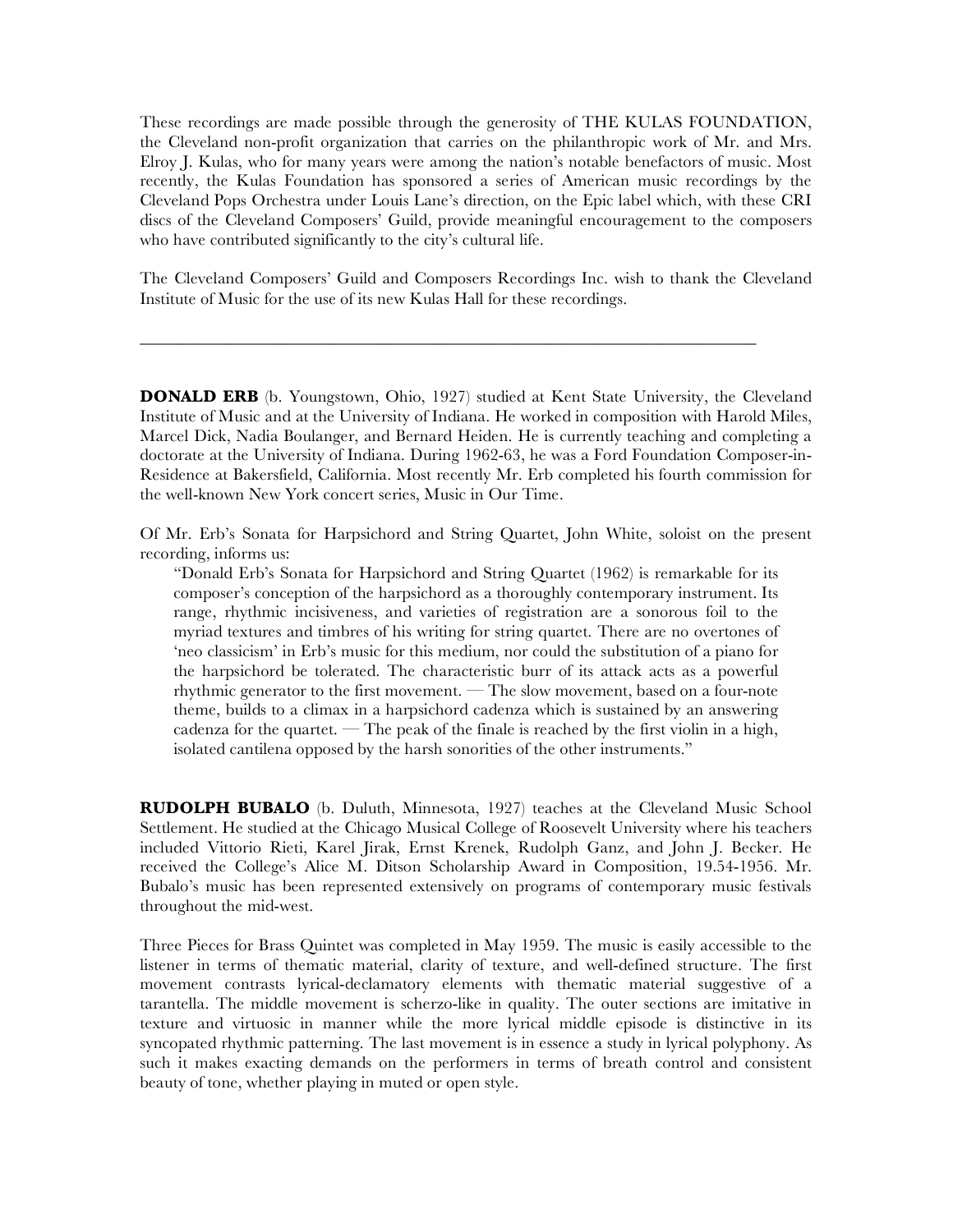These recordings are made possible through the generosity of THE KULAS FOUNDATION, the Cleveland non-profit organization that carries on the philanthropic work of Mr. and Mrs. Elroy J. Kulas, who for many years were among the nation's notable benefactors of music. Most recently, the Kulas Foundation has sponsored a series of American music recordings by the Cleveland Pops Orchestra under Louis Lane's direction, on the Epic label which, with these CRI discs of the Cleveland Composers' Guild, provide meaningful encouragement to the composers who have contributed significantly to the city's cultural life.

The Cleveland Composers' Guild and Composers Recordings Inc. wish to thank the Cleveland Institute of Music for the use of its new Kulas Hall for these recordings.

---

**DONALD ERB** (b. Youngstown, Ohio, 1927) studied at Kent State University, the Cleveland Institute of Music and at the University of Indiana. He worked in composition with Harold Miles, Marcel Dick, Nadia Boulanger, and Bernard Heiden. He is currently teaching and completing a doctorate at the University of Indiana. During 1962-63, he was a Ford Foundation Composer-in-Residence at Bakersfield, California. Most recently Mr. Erb completed his fourth commission for the well-known New York concert series, Music in Our Time.

Of Mr. Erb's Sonata for Harpsichord and String Quartet, John White, soloist on the present recording, informs us:

> "Donald Erb's Sonata for Harpsichord and String Quartet (1962) is remarkable for its composer's conception of the harpsichord as a thoroughly contemporary instrument. Its range, rhythmic incisiveness, and varieties of registration are a sonorous foil to the myriad textures and timbres of his writing for string quartet. There are no overtones of 'neo classicism' in Erb's music for this medium, nor could the substitution of a piano for the harpsichord be tolerated. The characteristic burr of its attack acts as a powerful rhythmic generator to the first movement. — The slow movement, based on a four-note theme, builds to a climax in a harpsichord cadenza which is sustained by an answering cadenza for the quartet. — The peak of the finale is reached by the first violin in a high, isolated cantilena opposed by the harsh sonorities of the other instruments."

**RUDOLPH BUBALO** (b. Duluth, Minnesota, 1927) teaches at the Cleveland Music School Settlement. He studied at the Chicago Musical College of Roosevelt University where his teachers included Vittorio Rieti, Karel Jirak, Ernst Krenek, Rudolph Ganz, and John J. Becker. He received the College's Alice M. Ditson Scholarship Award in Composition, 19.54-1956. Mr. Bubalo's music has been represented extensively on programs of contemporary music festivals throughout the mid-west.

Three Pieces for Brass Quintet was completed in May 1959. The music is easily accessible to the listener in terms of thematic material, clarity of texture, and well-defined structure. The first movement contrasts lyrical-declamatory elements with thematic material suggestive of a tarantella. The middle movement is scherzo-like in quality. The outer sections are imitative in texture and virtuosic in manner while the more lyrical middle episode is distinctive in its syncopated rhythmic patterning. The last movement is in essence a study in lyrical polyphony. As such it makes exacting demands on the performers in terms of breath control and consistent beauty of tone, whether playing in muted or open style.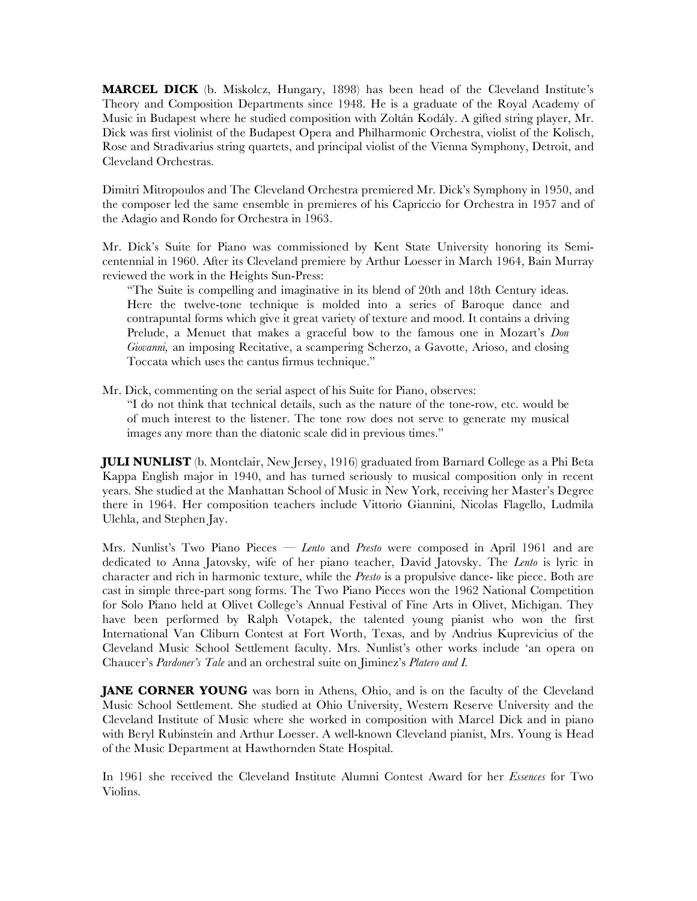**MARCEL DICK** (b. Miskolcz, Hungary, 1898) has been head of the Cleveland Institute's Theory and Composition Departments since 1948. He is a graduate of the Royal Academy of Music in Budapest where he studied composition with Zoltán Kodály. A gifted string player, Mr. Dick was first violinist of the Budapest Opera and Philharmonic Orchestra, violist of the Kolisch, Rose and Stradivarius string quartets, and principal violist of the Vienna Symphony, Detroit, and Cleveland Orchestras.

Dimitri Mitropoulos and The Cleveland Orchestra premiered Mr. Dick's Symphony in 1950, and the composer led the same ensemble in premieres of his Capriccio for Orchestra in 1957 and of the Adagio and Rondo for Orchestra in 1963.

Mr. Dick's Suite for Piano was commissioned by Kent State University honoring its Semi-centennial in 1960. After its Cleveland premiere by Arthur Loesser in March 1964, Bain Murray reviewed the work in the Heights Sun-Press:

> "The Suite is compelling and imaginative in its blend of 20th and 18th Century ideas. Here the twelve-tone technique is molded into a series of Baroque dance and contrapuntal forms which give it great variety of texture and mood. It contains a driving Prelude, a Menuet that makes a graceful bow to the famous one in Mozart's *Don Giovanni,* an imposing Recitative, a scampering Scherzo, a Gavotte, Arioso, and closing Toccata which uses the cantus firmus technique."

Mr. Dick, commenting on the serial aspect of his Suite for Piano, observes:

> "I do not think that technical details, such as the nature of the tone-row, etc. would be of much interest to the listener. The tone row does not serve to generate my musical images any more than the diatonic scale did in previous times."

**JULI NUNLIST** (b. Montclair, New Jersey, 1916) graduated from Barnard College as a Phi Beta Kappa English major in 1940, and has turned seriously to musical composition only in recent years. She studied at the Manhattan School of Music in New York, receiving her Master's Degree there in 1964. Her composition teachers include Vittorio Giannini, Nicolas Flagello, Ludmila Ulehla, and Stephen Jay.

Mrs. Nunlist's Two Piano Pieces — *Lento* and *Presto* were composed in April 1961 and are dedicated to Anna Jatovsky, wife of her piano teacher, David Jatovsky. The *Lento* is lyric in character and rich in harmonic texture, while the *Presto* is a propulsive dance- like piece. Both are cast in simple three-part song forms. The Two Piano Pieces won the 1962 National Competition for Solo Piano held at Olivet College's Annual Festival of Fine Arts in Olivet, Michigan. They have been performed by Ralph Votapek, the talented young pianist who won the first International Van Cliburn Contest at Fort Worth, Texas, and by Andrius Kuprevicius of the Cleveland Music School Settlement faculty. Mrs. Nunlist's other works include 'an opera on Chaucer's *Pardoner's Tale* and an orchestral suite on Jiminez's *Platero and I.*

**JANE CORNER YOUNG** was born in Athens, Ohio, and is on the faculty of the Cleveland Music School Settlement. She studied at Ohio University, Western Reserve University and the Cleveland Institute of Music where she worked in composition with Marcel Dick and in piano with Beryl Rubinstein and Arthur Loesser. A well-known Cleveland pianist, Mrs. Young is Head of the Music Department at Hawthornden State Hospital.

In 1961 she received the Cleveland Institute Alumni Contest Award for her *Essences* for Two Violins.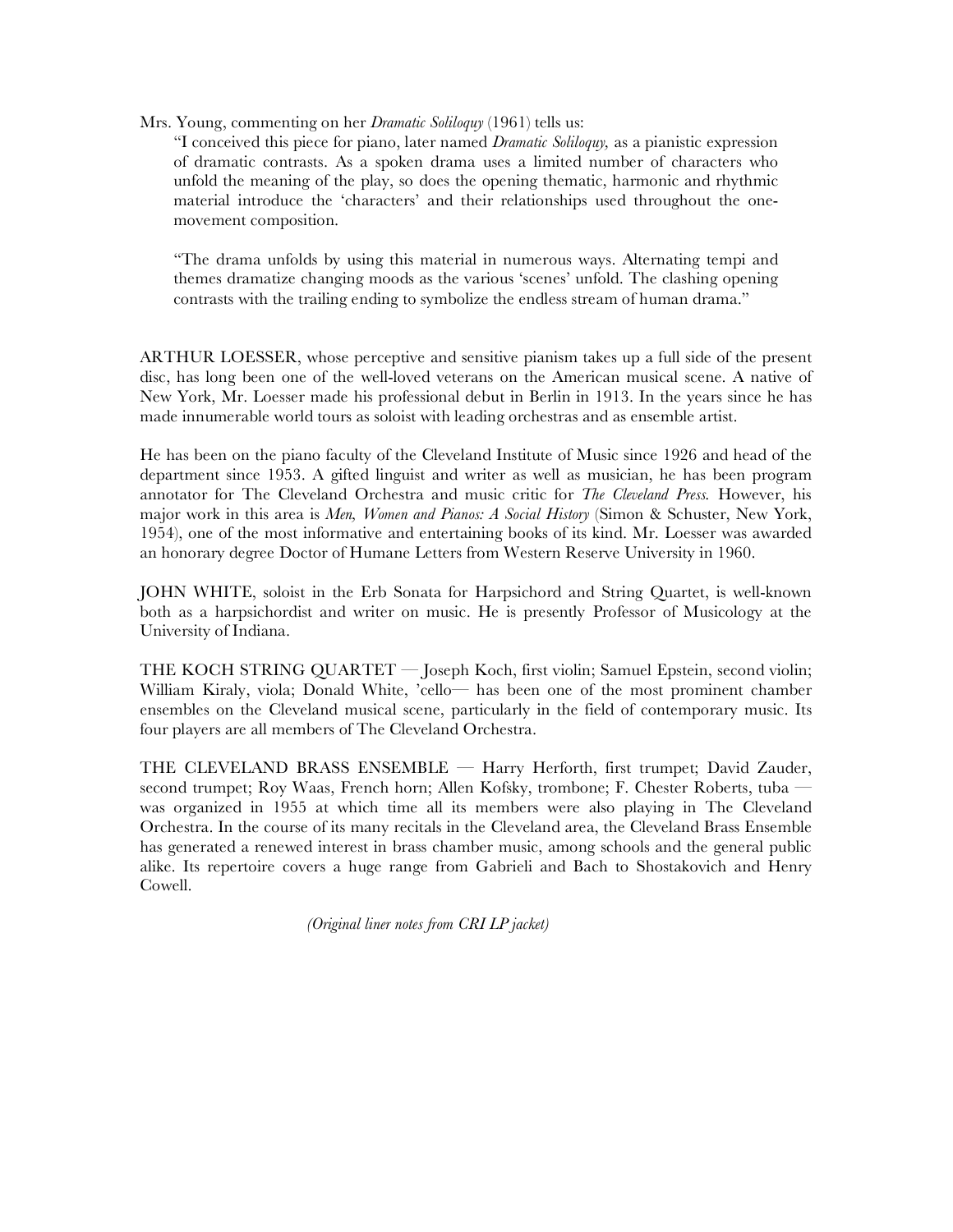Mrs. Young, commenting on her *Dramatic Soliloquy* (1961) tells us:

> "I conceived this piece for piano, later named *Dramatic Soliloquy,* as a pianistic expression of dramatic contrasts. As a spoken drama uses a limited number of characters who unfold the meaning of the play, so does the opening thematic, harmonic and rhythmic material introduce the 'characters' and their relationships used throughout the one-movement composition.
>
> "The drama unfolds by using this material in numerous ways. Alternating tempi and themes dramatize changing moods as the various 'scenes' unfold. The clashing opening contrasts with the trailing ending to symbolize the endless stream of human drama."

ARTHUR LOESSER, whose perceptive and sensitive pianism takes up a full side of the present disc, has long been one of the well-loved veterans on the American musical scene. A native of New York, Mr. Loesser made his professional debut in Berlin in 1913. In the years since he has made innumerable world tours as soloist with leading orchestras and as ensemble artist.

He has been on the piano faculty of the Cleveland Institute of Music since 1926 and head of the department since 1953. A gifted linguist and writer as well as musician, he has been program annotator for The Cleveland Orchestra and music critic for *The Cleveland Press.* However, his major work in this area is *Men, Women and Pianos: A Social History* (Simon & Schuster, New York, 1954), one of the most informative and entertaining books of its kind. Mr. Loesser was awarded an honorary degree Doctor of Humane Letters from Western Reserve University in 1960.

JOHN WHITE, soloist in the Erb Sonata for Harpsichord and String Quartet, is well-known both as a harpsichordist and writer on music. He is presently Professor of Musicology at the University of Indiana.

THE KOCH STRING QUARTET — Joseph Koch, first violin; Samuel Epstein, second violin; William Kiraly, viola; Donald White, 'cello— has been one of the most prominent chamber ensembles on the Cleveland musical scene, particularly in the field of contemporary music. Its four players are all members of The Cleveland Orchestra.

THE CLEVELAND BRASS ENSEMBLE — Harry Herforth, first trumpet; David Zauder, second trumpet; Roy Waas, French horn; Allen Kofsky, trombone; F. Chester Roberts, tuba — was organized in 1955 at which time all its members were also playing in The Cleveland Orchestra. In the course of its many recitals in the Cleveland area, the Cleveland Brass Ensemble has generated a renewed interest in brass chamber music, among schools and the general public alike. Its repertoire covers a huge range from Gabrieli and Bach to Shostakovich and Henry Cowell.

*(Original liner notes from CRI LP jacket)*